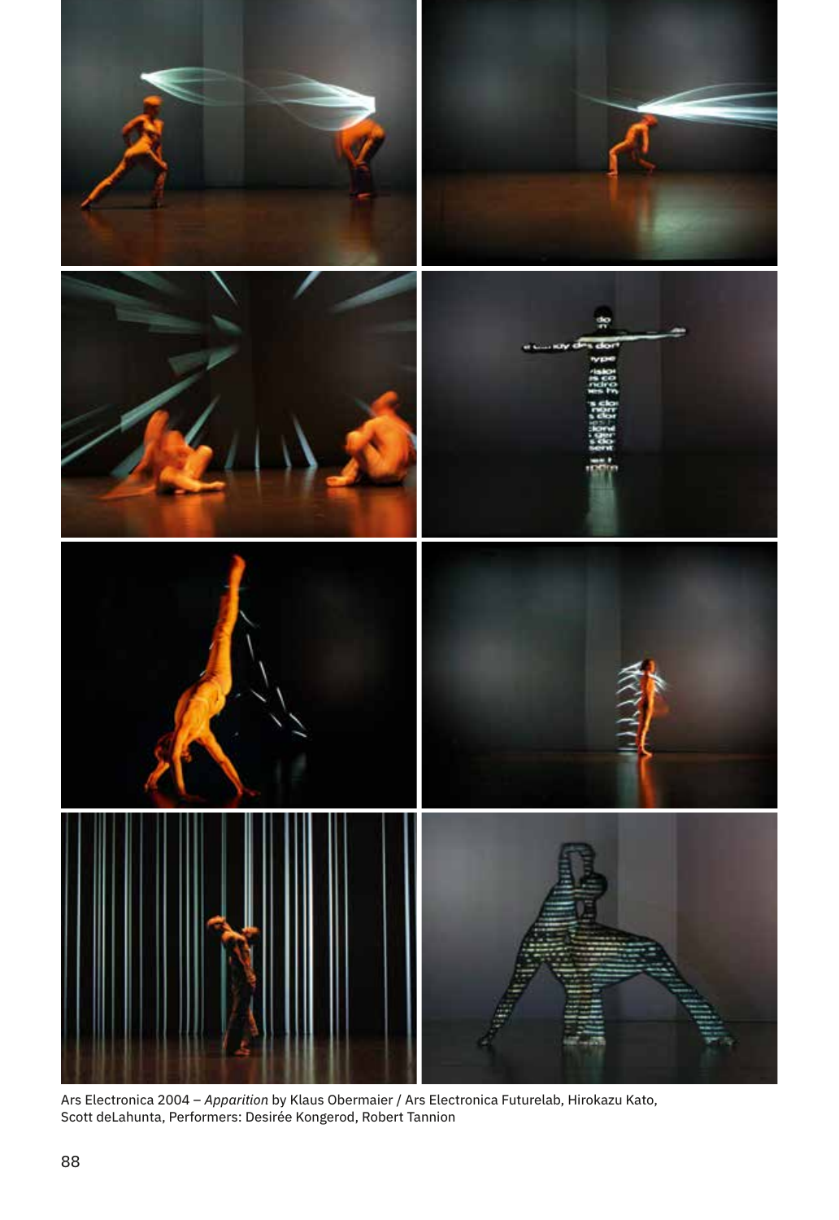Ars Electronica 2004 – *Apparition* by Klaus Obermaier / Ars Electronica Futurelab, Hirokazu Kato, Scott deLahunta, Performers: Desirée Kongerod, Robert Tannion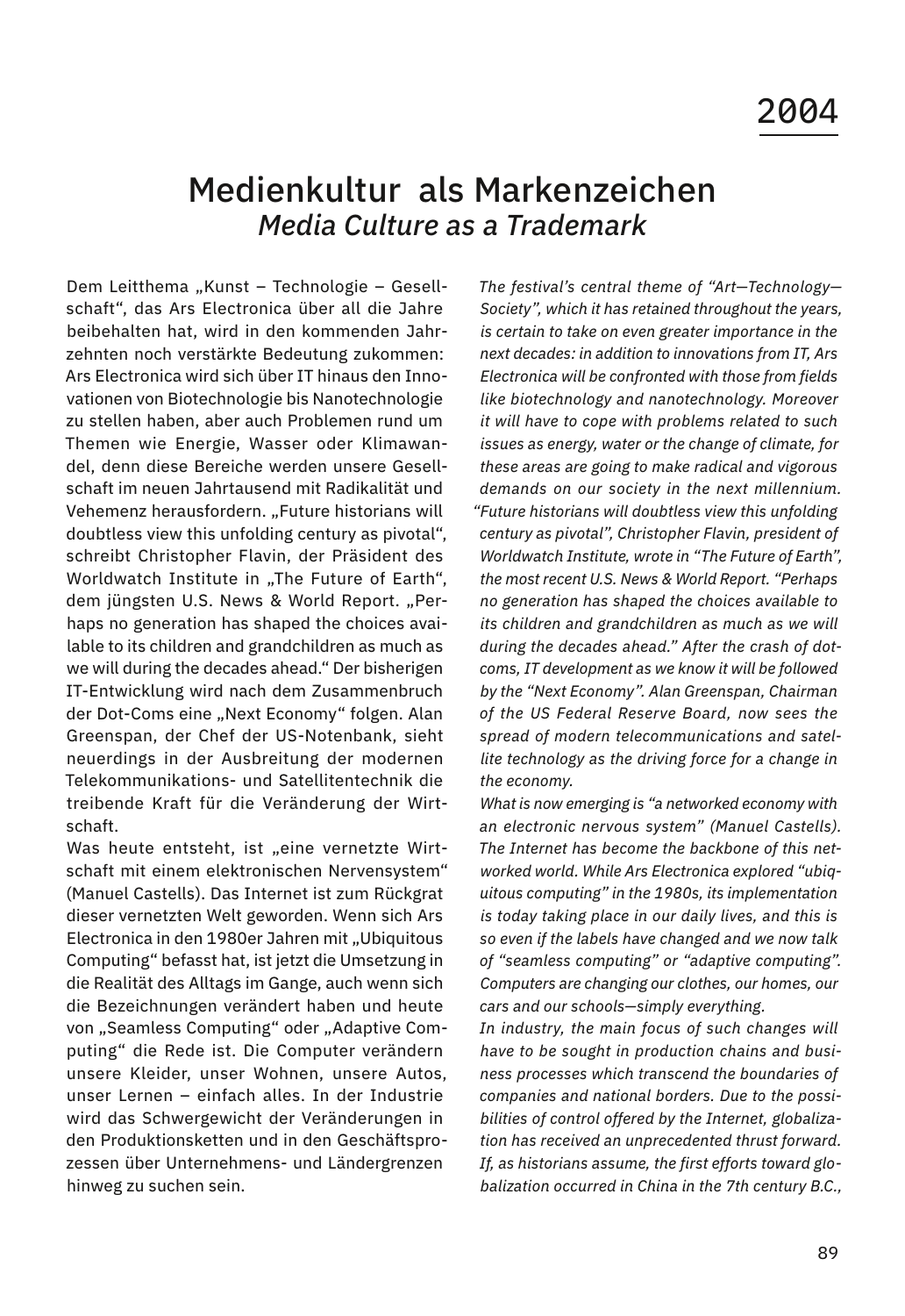2004

# Medienkultur als Markenzeichen
## *Media Culture as a Trademark*

Dem Leitthema „Kunst – Technologie – Gesellschaft“, das Ars Electronica über all die Jahre beibehalten hat, wird in den kommenden Jahrzehnten noch verstärkte Bedeutung zukommen: Ars Electronica wird sich über IT hinaus den Innovationen von Biotechnologie bis Nanotechnologie zu stellen haben, aber auch Problemen rund um Themen wie Energie, Wasser oder Klimawandel, denn diese Bereiche werden unsere Gesellschaft im neuen Jahrtausend mit Radikalität und Vehemenz herausfordern. „Future historians will doubtless view this unfolding century as pivotal“, schreibt Christopher Flavin, der Präsident des Worldwatch Institute in „The Future of Earth“, dem jüngsten U.S. News & World Report. „Perhaps no generation has shaped the choices available to its children and grandchildren as much as we will during the decades ahead.“ Der bisherigen IT-Entwicklung wird nach dem Zusammenbruch der Dot-Coms eine „Next Economy“ folgen. Alan Greenspan, der Chef der US-Notenbank, sieht neuerdings in der Ausbreitung der modernen Telekommunikations- und Satellitentechnik die treibende Kraft für die Veränderung der Wirtschaft.

Was heute entsteht, ist „eine vernetzte Wirtschaft mit einem elektronischen Nervensystem“ (Manuel Castells). Das Internet ist zum Rückgrat dieser vernetzten Welt geworden. Wenn sich Ars Electronica in den 1980er Jahren mit „Ubiquitous Computing“ befasst hat, ist jetzt die Umsetzung in die Realität des Alltags im Gange, auch wenn sich die Bezeichnungen verändert haben und heute von „Seamless Computing“ oder „Adaptive Computing“ die Rede ist. Die Computer verändern unsere Kleider, unser Wohnen, unsere Autos, unser Lernen – einfach alles. In der Industrie wird das Schwergewicht der Veränderungen in den Produktionsketten und in den Geschäftsprozessen über Unternehmens- und Ländergrenzen hinweg zu suchen sein.

*The festival's central theme of "Art—Technology—Society", which it has retained throughout the years, is certain to take on even greater importance in the next decades: in addition to innovations from IT, Ars Electronica will be confronted with those from fields like biotechnology and nanotechnology. Moreover it will have to cope with problems related to such issues as energy, water or the change of climate, for these areas are going to make radical and vigorous demands on our society in the next millennium. "Future historians will doubtless view this unfolding century as pivotal", Christopher Flavin, president of Worldwatch Institute, wrote in "The Future of Earth", the most recent U.S. News & World Report. "Perhaps no generation has shaped the choices available to its children and grandchildren as much as we will during the decades ahead." After the crash of dot-coms, IT development as we know it will be followed by the "Next Economy". Alan Greenspan, Chairman of the US Federal Reserve Board, now sees the spread of modern telecommunications and satellite technology as the driving force for a change in the economy.*

*What is now emerging is "a networked economy with an electronic nervous system" (Manuel Castells). The Internet has become the backbone of this networked world. While Ars Electronica explored "ubiquitous computing" in the 1980s, its implementation is today taking place in our daily lives, and this is so even if the labels have changed and we now talk of "seamless computing" or "adaptive computing". Computers are changing our clothes, our homes, our cars and our schools—simply everything.*

*In industry, the main focus of such changes will have to be sought in production chains and business processes which transcend the boundaries of companies and national borders. Due to the possibilities of control offered by the Internet, globalization has received an unprecedented thrust forward. If, as historians assume, the first efforts toward globalization occurred in China in the 7th century B.C.,*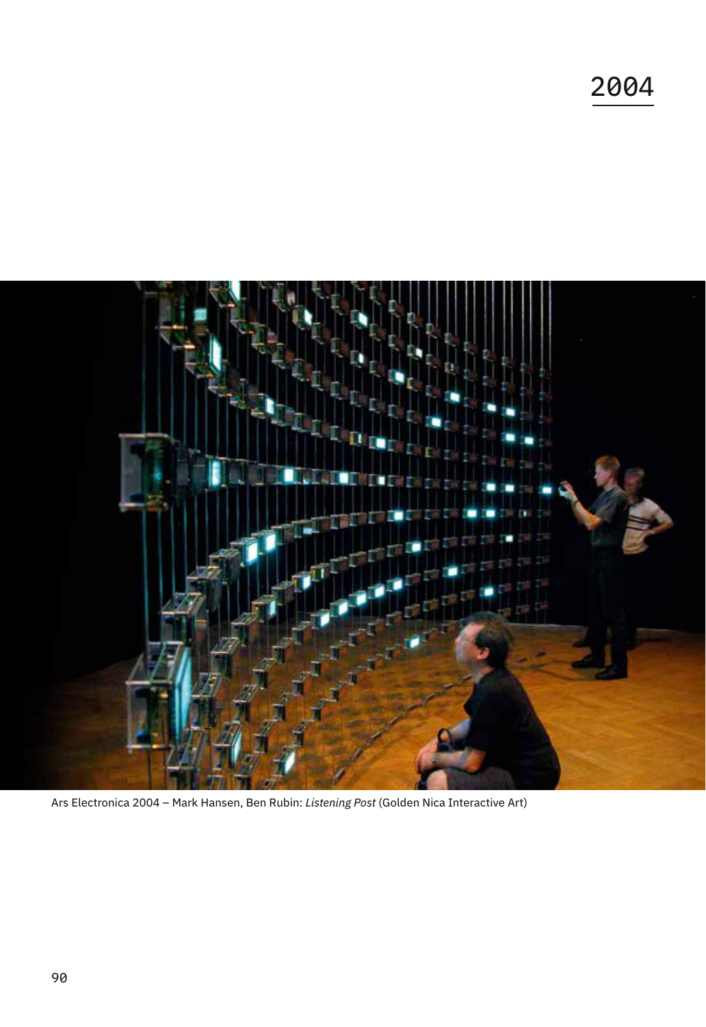# 2004

Ars Electronica 2004 – Mark Hansen, Ben Rubin: *Listening Post* (Golden Nica Interactive Art)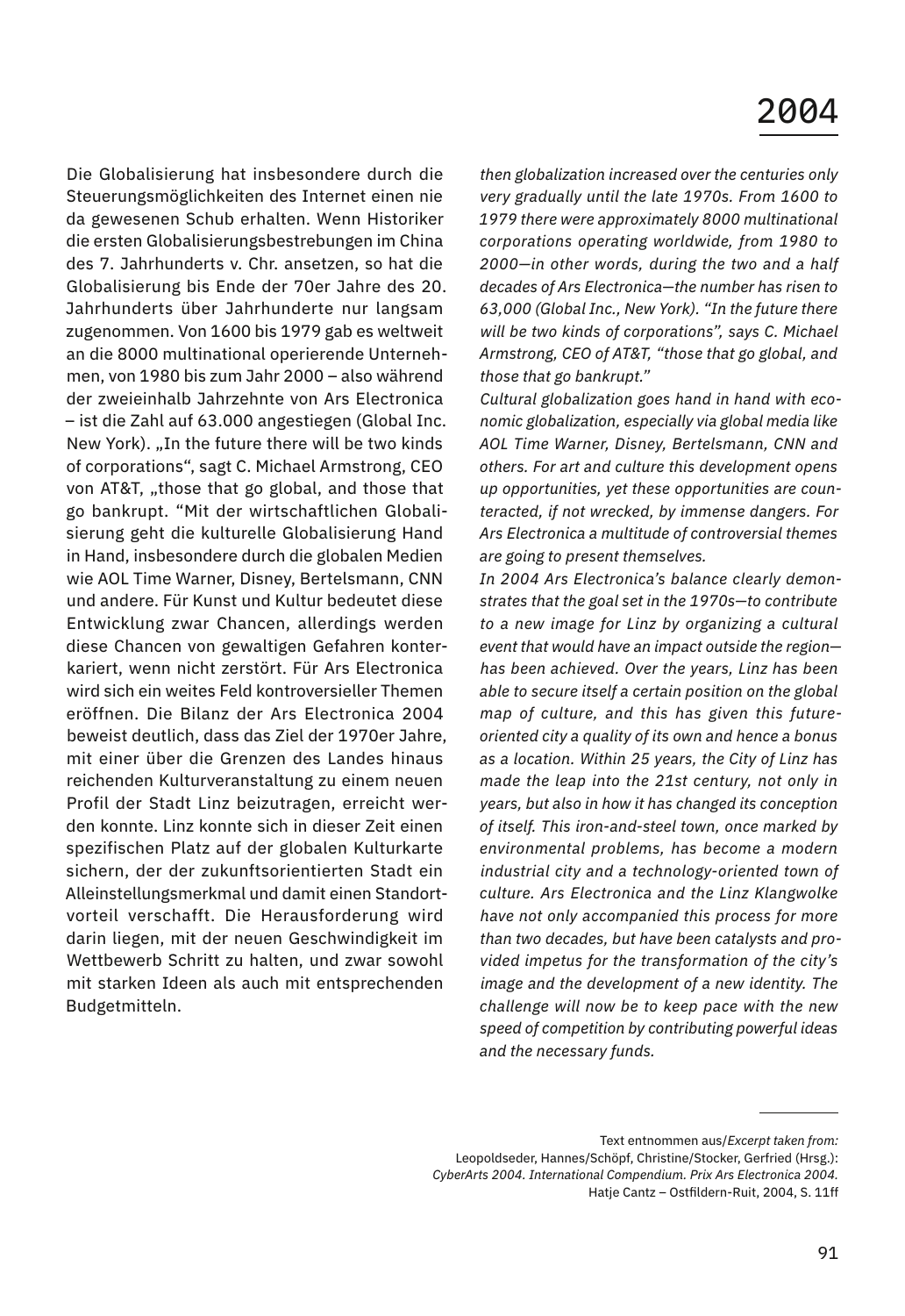# 2004

Die Globalisierung hat insbesondere durch die Steuerungsmöglichkeiten des Internet einen nie da gewesenen Schub erhalten. Wenn Historiker die ersten Globalisierungsbestrebungen im China des 7. Jahrhunderts v. Chr. ansetzen, so hat die Globalisierung bis Ende der 70er Jahre des 20. Jahrhunderts über Jahrhunderte nur langsam zugenommen. Von 1600 bis 1979 gab es weltweit an die 8000 multinational operierende Unternehmen, von 1980 bis zum Jahr 2000 – also während der zweieinhalb Jahrzehnte von Ars Electronica – ist die Zahl auf 63.000 angestiegen (Global Inc. New York). „In the future there will be two kinds of corporations", sagt C. Michael Armstrong, CEO von AT&T, „those that go global, and those that go bankrupt. "Mit der wirtschaftlichen Globalisierung geht die kulturelle Globalisierung Hand in Hand, insbesondere durch die globalen Medien wie AOL Time Warner, Disney, Bertelsmann, CNN und andere. Für Kunst und Kultur bedeutet diese Entwicklung zwar Chancen, allerdings werden diese Chancen von gewaltigen Gefahren konterkariert, wenn nicht zerstört. Für Ars Electronica wird sich ein weites Feld kontroversieller Themen eröffnen. Die Bilanz der Ars Electronica 2004 beweist deutlich, dass das Ziel der 1970er Jahre, mit einer über die Grenzen des Landes hinaus reichenden Kulturveranstaltung zu einem neuen Profil der Stadt Linz beizutragen, erreicht werden konnte. Linz konnte sich in dieser Zeit einen spezifischen Platz auf der globalen Kulturkarte sichern, der der zukunftsorientierten Stadt ein Alleinstellungsmerkmal und damit einen Standortvorteil verschafft. Die Herausforderung wird darin liegen, mit der neuen Geschwindigkeit im Wettbewerb Schritt zu halten, und zwar sowohl mit starken Ideen als auch mit entsprechenden Budgetmitteln.

*then globalization increased over the centuries only very gradually until the late 1970s. From 1600 to 1979 there were approximately 8000 multinational corporations operating worldwide, from 1980 to 2000—in other words, during the two and a half decades of Ars Electronica—the number has risen to 63,000 (Global Inc., New York). "In the future there will be two kinds of corporations", says C. Michael Armstrong, CEO of AT&T, "those that go global, and those that go bankrupt."*

*Cultural globalization goes hand in hand with economic globalization, especially via global media like AOL Time Warner, Disney, Bertelsmann, CNN and others. For art and culture this development opens up opportunities, yet these opportunities are counteracted, if not wrecked, by immense dangers. For Ars Electronica a multitude of controversial themes are going to present themselves.*

*In 2004 Ars Electronica's balance clearly demonstrates that the goal set in the 1970s—to contribute to a new image for Linz by organizing a cultural event that would have an impact outside the region—has been achieved. Over the years, Linz has been able to secure itself a certain position on the global map of culture, and this has given this future-oriented city a quality of its own and hence a bonus as a location. Within 25 years, the City of Linz has made the leap into the 21st century, not only in years, but also in how it has changed its conception of itself. This iron-and-steel town, once marked by environmental problems, has become a modern industrial city and a technology-oriented town of culture. Ars Electronica and the Linz Klangwolke have not only accompanied this process for more than two decades, but have been catalysts and provided impetus for the transformation of the city's image and the development of a new identity. The challenge will now be to keep pace with the new speed of competition by contributing powerful ideas and the necessary funds.*

---

Text entnommen aus/*Excerpt taken from:*
Leopoldseder, Hannes/Schöpf, Christine/Stocker, Gerfried (Hrsg.):
*CyberArts 2004. International Compendium. Prix Ars Electronica 2004.*
Hatje Cantz – Ostfildern-Ruit, 2004, S. 11ff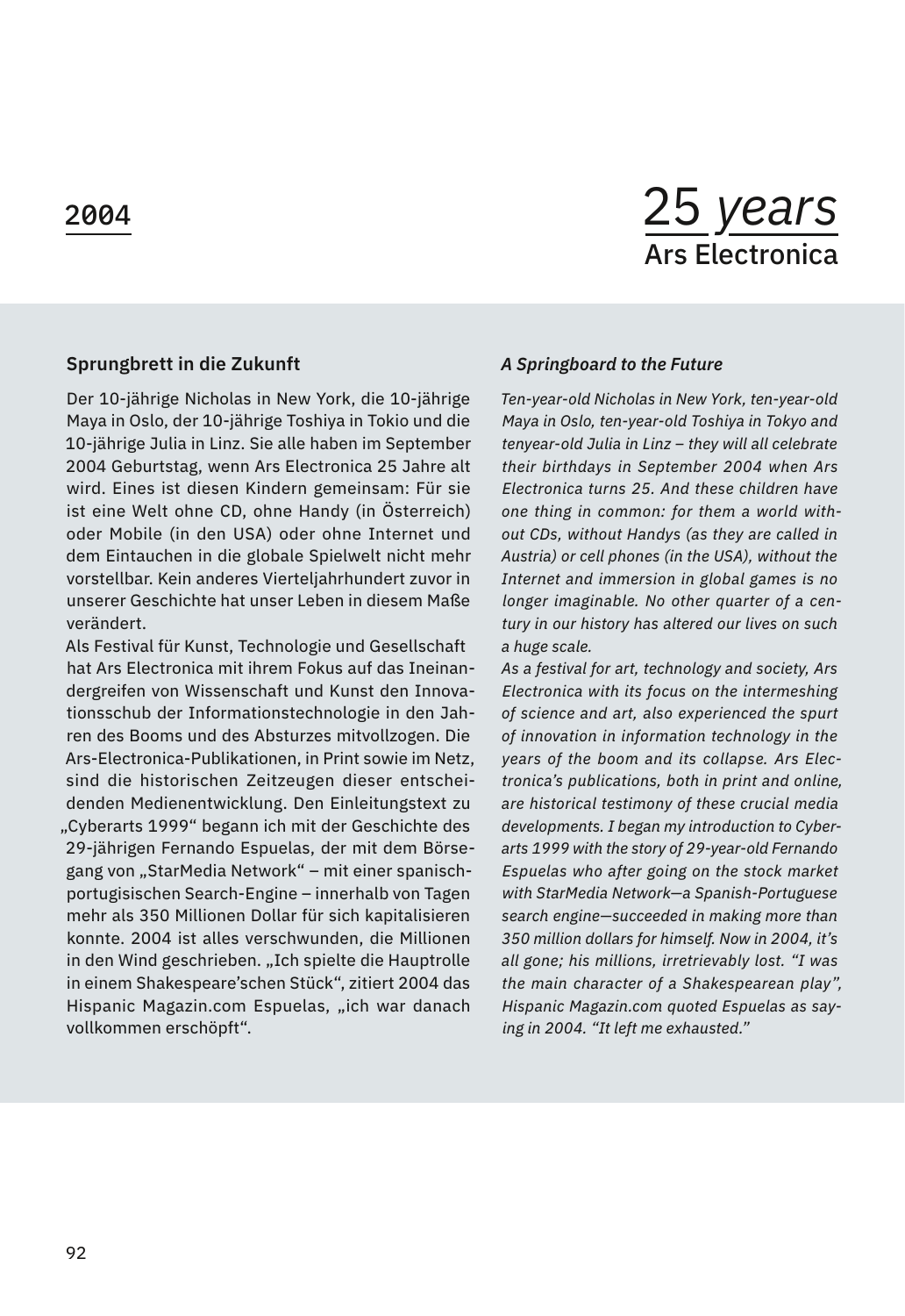2004

# 25 *years* Ars Electronica

## Sprungbrett in die Zukunft

Der 10-jährige Nicholas in New York, die 10-jährige Maya in Oslo, der 10-jährige Toshiya in Tokio und die 10-jährige Julia in Linz. Sie alle haben im September 2004 Geburtstag, wenn Ars Electronica 25 Jahre alt wird. Eines ist diesen Kindern gemeinsam: Für sie ist eine Welt ohne CD, ohne Handy (in Österreich) oder Mobile (in den USA) oder ohne Internet und dem Eintauchen in die globale Spielwelt nicht mehr vorstellbar. Kein anderes Vierteljahrhundert zuvor in unserer Geschichte hat unser Leben in diesem Maße verändert.

Als Festival für Kunst, Technologie und Gesellschaft hat Ars Electronica mit ihrem Fokus auf das Ineinandergreifen von Wissenschaft und Kunst den Innovationsschub der Informationstechnologie in den Jahren des Booms und des Absturzes mitvollzogen. Die Ars-Electronica-Publikationen, in Print sowie im Netz, sind die historischen Zeitzeugen dieser entscheidenden Medienentwicklung. Den Einleitungstext zu „Cyberarts 1999" begann ich mit der Geschichte des 29-jährigen Fernando Espuelas, der mit dem Börsegang von „StarMedia Network" – mit einer spanisch-portugisischen Search-Engine – innerhalb von Tagen mehr als 350 Millionen Dollar für sich kapitalisieren konnte. 2004 ist alles verschwunden, die Millionen in den Wind geschrieben. „Ich spielte die Hauptrolle in einem Shakespeare'schen Stück", zitiert 2004 das Hispanic Magazin.com Espuelas, „ich war danach vollkommen erschöpft".

## *A Springboard to the Future*

*Ten-year-old Nicholas in New York, ten-year-old Maya in Oslo, ten-year-old Toshiya in Tokyo and tenyear-old Julia in Linz – they will all celebrate their birthdays in September 2004 when Ars Electronica turns 25. And these children have one thing in common: for them a world without CDs, without Handys (as they are called in Austria) or cell phones (in the USA), without the Internet and immersion in global games is no longer imaginable. No other quarter of a century in our history has altered our lives on such a huge scale.*

*As a festival for art, technology and society, Ars Electronica with its focus on the intermeshing of science and art, also experienced the spurt of innovation in information technology in the years of the boom and its collapse. Ars Electronica's publications, both in print and online, are historical testimony of these crucial media developments. I began my introduction to Cyberarts 1999 with the story of 29-year-old Fernando Espuelas who after going on the stock market with StarMedia Network—a Spanish-Portuguese search engine—succeeded in making more than 350 million dollars for himself. Now in 2004, it's all gone; his millions, irretrievably lost. "I was the main character of a Shakespearean play", Hispanic Magazin.com quoted Espuelas as saying in 2004. "It left me exhausted."*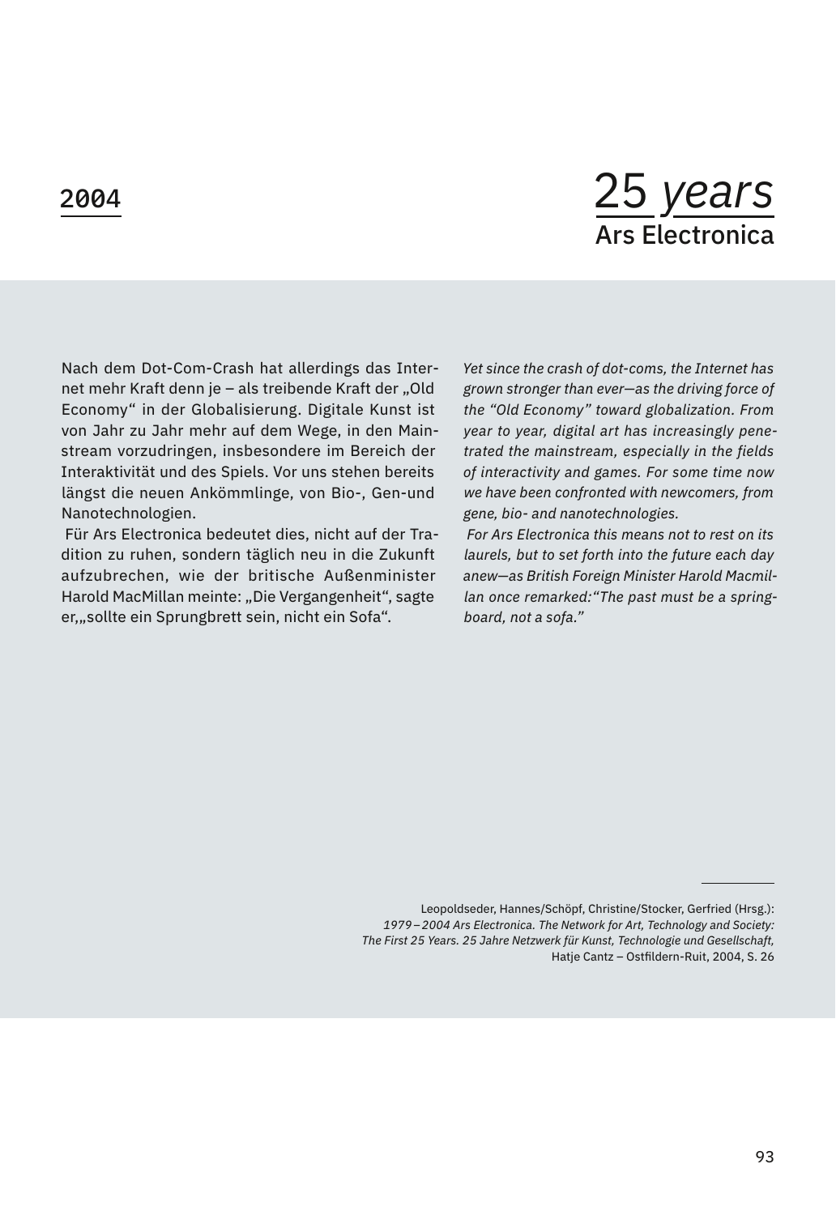## 2004

# 25 *years*
## Ars Electronica

Nach dem Dot-Com-Crash hat allerdings das Internet mehr Kraft denn je – als treibende Kraft der „Old Economy" in der Globalisierung. Digitale Kunst ist von Jahr zu Jahr mehr auf dem Wege, in den Mainstream vorzudringen, insbesondere im Bereich der Interaktivität und des Spiels. Vor uns stehen bereits längst die neuen Ankömmlinge, von Bio-, Gen-und Nanotechnologien.

Für Ars Electronica bedeutet dies, nicht auf der Tradition zu ruhen, sondern täglich neu in die Zukunft aufzubrechen, wie der britische Außenminister Harold MacMillan meinte: „Die Vergangenheit", sagte er,„sollte ein Sprungbrett sein, nicht ein Sofa".

*Yet since the crash of dot-coms, the Internet has grown stronger than ever—as the driving force of the "Old Economy" toward globalization. From year to year, digital art has increasingly penetrated the mainstream, especially in the fields of interactivity and games. For some time now we have been confronted with newcomers, from gene, bio- and nanotechnologies.*

*For Ars Electronica this means not to rest on its laurels, but to set forth into the future each day anew—as British Foreign Minister Harold Macmillan once remarked:"The past must be a springboard, not a sofa."*

---

Leopoldseder, Hannes/Schöpf, Christine/Stocker, Gerfried (Hrsg.):
*1979 – 2004 Ars Electronica. The Network for Art, Technology and Society: The First 25 Years. 25 Jahre Netzwerk für Kunst, Technologie und Gesellschaft,*
Hatje Cantz – Ostfildern-Ruit, 2004, S. 26